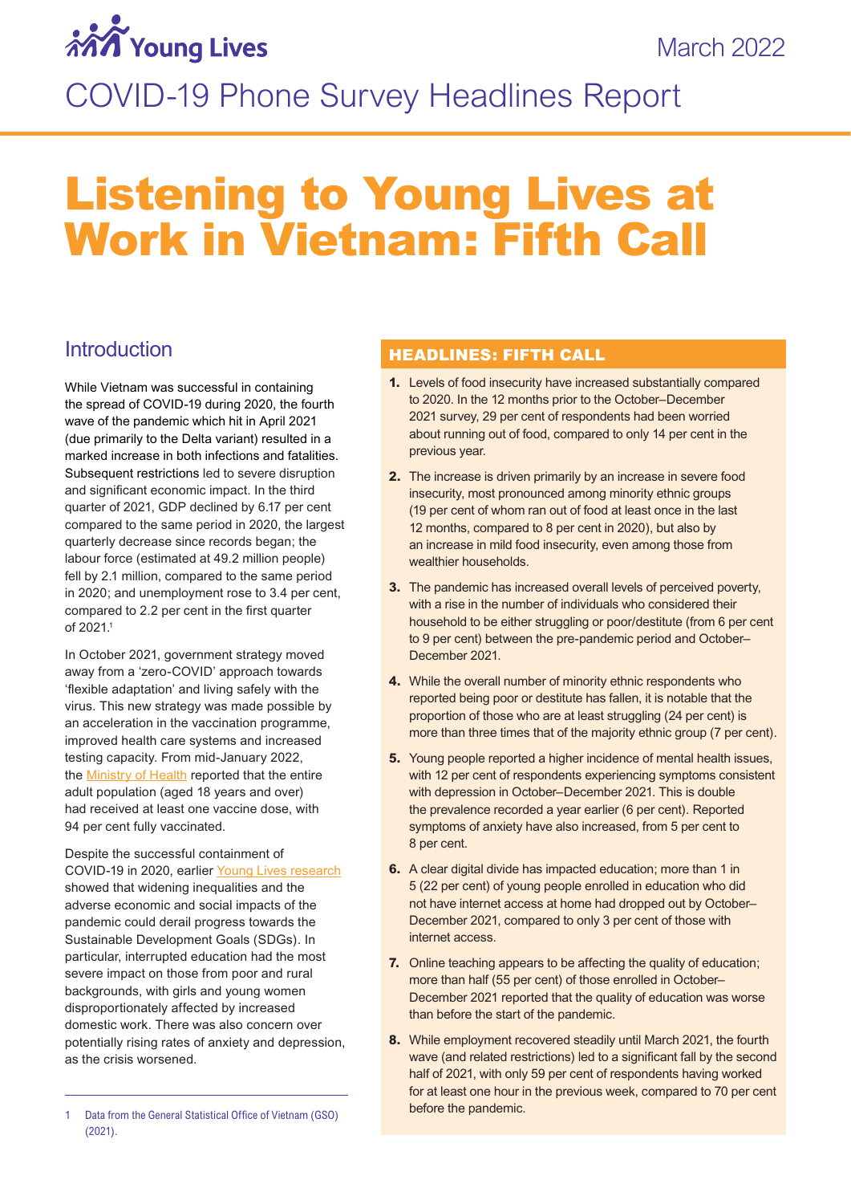Young Lives

March 2022

COVID-19 Phone Survey Headlines Report

# Listening to Young Lives at Work in Vietnam: Fifth Call

## Introduction

While Vietnam was successful in containing the spread of COVID-19 during 2020, the fourth wave of the pandemic which hit in April 2021 (due primarily to the Delta variant) resulted in a marked increase in both infections and fatalities. Subsequent restrictions led to severe disruption and significant economic impact. In the third quarter of 2021, GDP declined by 6.17 per cent compared to the same period in 2020, the largest quarterly decrease since records began; the labour force (estimated at 49.2 million people) fell by 2.1 million, compared to the same period in 2020; and unemployment rose to 3.4 per cent, compared to 2.2 per cent in the first quarter of 2021.[1]

In October 2021, government strategy moved away from a 'zero-COVID' approach towards 'flexible adaptation' and living safely with the virus. This new strategy was made possible by an acceleration in the vaccination programme, improved health care systems and increased testing capacity. From mid-January 2022, the Ministry of Health reported that the entire adult population (aged 18 years and over) had received at least one vaccine dose, with 94 per cent fully vaccinated.

Despite the successful containment of COVID-19 in 2020, earlier Young Lives research showed that widening inequalities and the adverse economic and social impacts of the pandemic could derail progress towards the Sustainable Development Goals (SDGs). In particular, interrupted education had the most severe impact on those from poor and rural backgrounds, with girls and young women disproportionately affected by increased domestic work. There was also concern over potentially rising rates of anxiety and depression, as the crisis worsened.

1 Data from the General Statistical Office of Vietnam (GSO) (2021).

## HEADLINES: FIFTH CALL

1. Levels of food insecurity have increased substantially compared to 2020. In the 12 months prior to the October–December 2021 survey, 29 per cent of respondents had been worried about running out of food, compared to only 14 per cent in the previous year.
2. The increase is driven primarily by an increase in severe food insecurity, most pronounced among minority ethnic groups (19 per cent of whom ran out of food at least once in the last 12 months, compared to 8 per cent in 2020), but also by an increase in mild food insecurity, even among those from wealthier households.
3. The pandemic has increased overall levels of perceived poverty, with a rise in the number of individuals who considered their household to be either struggling or poor/destitute (from 6 per cent to 9 per cent) between the pre-pandemic period and October–December 2021.
4. While the overall number of minority ethnic respondents who reported being poor or destitute has fallen, it is notable that the proportion of those who are at least struggling (24 per cent) is more than three times that of the majority ethnic group (7 per cent).
5. Young people reported a higher incidence of mental health issues, with 12 per cent of respondents experiencing symptoms consistent with depression in October–December 2021. This is double the prevalence recorded a year earlier (6 per cent). Reported symptoms of anxiety have also increased, from 5 per cent to 8 per cent.
6. A clear digital divide has impacted education; more than 1 in 5 (22 per cent) of young people enrolled in education who did not have internet access at home had dropped out by October–December 2021, compared to only 3 per cent of those with internet access.
7. Online teaching appears to be affecting the quality of education; more than half (55 per cent) of those enrolled in October–December 2021 reported that the quality of education was worse than before the start of the pandemic.
8. While employment recovered steadily until March 2021, the fourth wave (and related restrictions) led to a significant fall by the second half of 2021, with only 59 per cent of respondents having worked for at least one hour in the previous week, compared to 70 per cent before the pandemic.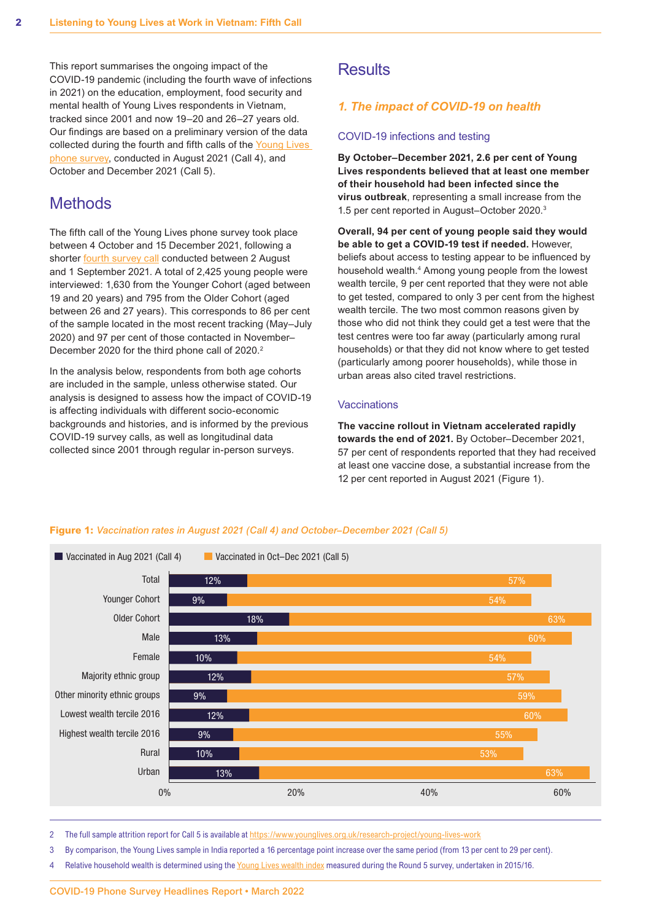This report summarises the ongoing impact of the COVID-19 pandemic (including the fourth wave of infections in 2021) on the education, employment, food security and mental health of Young Lives respondents in Vietnam, tracked since 2001 and now 19–20 and 26–27 years old. Our findings are based on a preliminary version of the data collected during the fourth and fifth calls of the Young Lives phone survey, conducted in August 2021 (Call 4), and October and December 2021 (Call 5).

## Methods

The fifth call of the Young Lives phone survey took place between 4 October and 15 December 2021, following a shorter fourth survey call conducted between 2 August and 1 September 2021. A total of 2,425 young people were interviewed: 1,630 from the Younger Cohort (aged between 19 and 20 years) and 795 from the Older Cohort (aged between 26 and 27 years). This corresponds to 86 per cent of the sample located in the most recent tracking (May–July 2020) and 97 per cent of those contacted in November–December 2020 for the third phone call of 2020.[2]

In the analysis below, respondents from both age cohorts are included in the sample, unless otherwise stated. Our analysis is designed to assess how the impact of COVID-19 is affecting individuals with different socio-economic backgrounds and histories, and is informed by the previous COVID-19 survey calls, as well as longitudinal data collected since 2001 through regular in-person surveys.

## Results

### *1. The impact of COVID-19 on health*

#### COVID-19 infections and testing

**By October–December 2021, 2.6 per cent of Young Lives respondents believed that at least one member of their household had been infected since the virus outbreak**, representing a small increase from the 1.5 per cent reported in August–October 2020.[3]

**Overall, 94 per cent of young people said they would be able to get a COVID-19 test if needed.** However, beliefs about access to testing appear to be influenced by household wealth.[4] Among young people from the lowest wealth tercile, 9 per cent reported that they were not able to get tested, compared to only 3 per cent from the highest wealth tercile. The two most common reasons given by those who did not think they could get a test were that the test centres were too far away (particularly among rural households) or that they did not know where to get tested (particularly among poorer households), while those in urban areas also cited travel restrictions.

#### Vaccinations

**The vaccine rollout in Vietnam accelerated rapidly towards the end of 2021.** By October–December 2021, 57 per cent of respondents reported that they had received at least one vaccine dose, a substantial increase from the 12 per cent reported in August 2021 (Figure 1).

**Figure 1:** *Vaccination rates in August 2021 (Call 4) and October–December 2021 (Call 5)*

| | Vaccinated in Aug 2021 (Call 4) | Vaccinated in Oct–Dec 2021 (Call 5) |
|---|---|---|
| Total | 12% | 57% |
| Younger Cohort | 9% | 54% |
| Older Cohort | 18% | 63% |
| Male | 13% | 60% |
| Female | 10% | 54% |
| Majority ethnic group | 12% | 57% |
| Other minority ethnic groups | 9% | 59% |
| Lowest wealth tercile 2016 | 12% | 60% |
| Highest wealth tercile 2016 | 9% | 55% |
| Rural | 10% | 53% |
| Urban | 13% | 63% |

---

2 The full sample attrition report for Call 5 is available at https://www.younglives.org.uk/research-project/young-lives-work

3 By comparison, the Young Lives sample in India reported a 16 percentage point increase over the same period (from 13 per cent to 29 per cent).

4 Relative household wealth is determined using the Young Lives wealth index measured during the Round 5 survey, undertaken in 2015/16.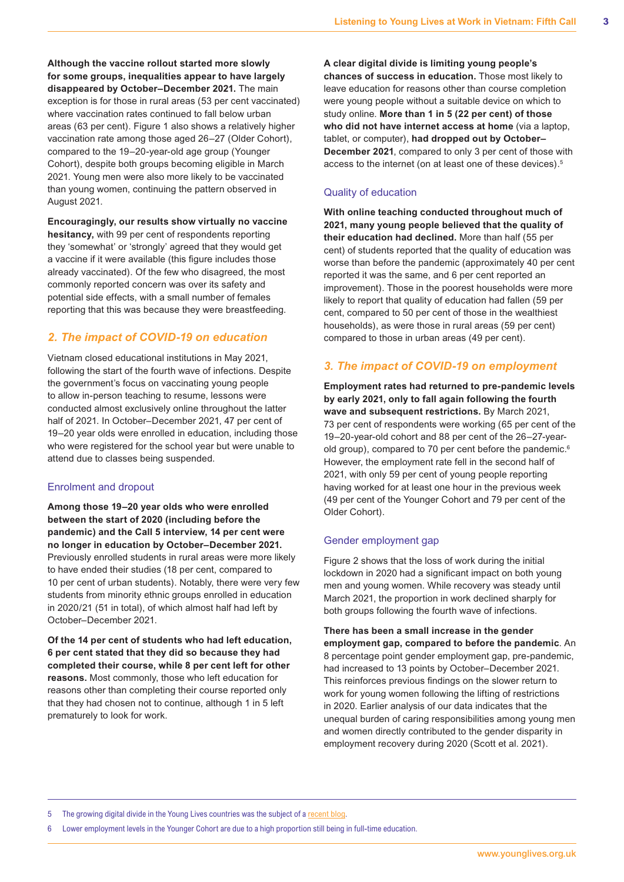**Although the vaccine rollout started more slowly for some groups, inequalities appear to have largely disappeared by October–December 2021.** The main exception is for those in rural areas (53 per cent vaccinated) where vaccination rates continued to fall below urban areas (63 per cent). Figure 1 also shows a relatively higher vaccination rate among those aged 26–27 (Older Cohort), compared to the 19–20-year-old age group (Younger Cohort), despite both groups becoming eligible in March 2021. Young men were also more likely to be vaccinated than young women, continuing the pattern observed in August 2021.

**Encouragingly, our results show virtually no vaccine hesitancy,** with 99 per cent of respondents reporting they 'somewhat' or 'strongly' agreed that they would get a vaccine if it were available (this figure includes those already vaccinated). Of the few who disagreed, the most commonly reported concern was over its safety and potential side effects, with a small number of females reporting that this was because they were breastfeeding.

## *2. The impact of COVID-19 on education*

Vietnam closed educational institutions in May 2021, following the start of the fourth wave of infections. Despite the government's focus on vaccinating young people to allow in-person teaching to resume, lessons were conducted almost exclusively online throughout the latter half of 2021. In October–December 2021, 47 per cent of 19–20 year olds were enrolled in education, including those who were registered for the school year but were unable to attend due to classes being suspended.

### Enrolment and dropout

**Among those 19–20 year olds who were enrolled between the start of 2020 (including before the pandemic) and the Call 5 interview, 14 per cent were no longer in education by October–December 2021.** Previously enrolled students in rural areas were more likely to have ended their studies (18 per cent, compared to 10 per cent of urban students). Notably, there were very few students from minority ethnic groups enrolled in education in 2020/21 (51 in total), of which almost half had left by October–December 2021.

**Of the 14 per cent of students who had left education, 6 per cent stated that they did so because they had completed their course, while 8 per cent left for other reasons.** Most commonly, those who left education for reasons other than completing their course reported only that they had chosen not to continue, although 1 in 5 left prematurely to look for work.

**A clear digital divide is limiting young people's chances of success in education.** Those most likely to leave education for reasons other than course completion were young people without a suitable device on which to study online. **More than 1 in 5 (22 per cent) of those who did not have internet access at home** (via a laptop, tablet, or computer), **had dropped out by October–December 2021**, compared to only 3 per cent of those with access to the internet (on at least one of these devices).[5]

### Quality of education

**With online teaching conducted throughout much of 2021, many young people believed that the quality of their education had declined.** More than half (55 per cent) of students reported that the quality of education was worse than before the pandemic (approximately 40 per cent reported it was the same, and 6 per cent reported an improvement). Those in the poorest households were more likely to report that quality of education had fallen (59 per cent, compared to 50 per cent of those in the wealthiest households), as were those in rural areas (59 per cent) compared to those in urban areas (49 per cent).

## *3. The impact of COVID-19 on employment*

**Employment rates had returned to pre-pandemic levels by early 2021, only to fall again following the fourth wave and subsequent restrictions.** By March 2021, 73 per cent of respondents were working (65 per cent of the 19–20-year-old cohort and 88 per cent of the 26–27-year-old group), compared to 70 per cent before the pandemic.[6] However, the employment rate fell in the second half of 2021, with only 59 per cent of young people reporting having worked for at least one hour in the previous week (49 per cent of the Younger Cohort and 79 per cent of the Older Cohort).

### Gender employment gap

Figure 2 shows that the loss of work during the initial lockdown in 2020 had a significant impact on both young men and young women. While recovery was steady until March 2021, the proportion in work declined sharply for both groups following the fourth wave of infections.

**There has been a small increase in the gender employment gap, compared to before the pandemic**. An 8 percentage point gender employment gap, pre-pandemic, had increased to 13 points by October–December 2021. This reinforces previous findings on the slower return to work for young women following the lifting of restrictions in 2020. Earlier analysis of our data indicates that the unequal burden of caring responsibilities among young men and women directly contributed to the gender disparity in employment recovery during 2020 (Scott et al. 2021).

---

5 The growing digital divide in the Young Lives countries was the subject of a recent blog.

6 Lower employment levels in the Younger Cohort are due to a high proportion still being in full-time education.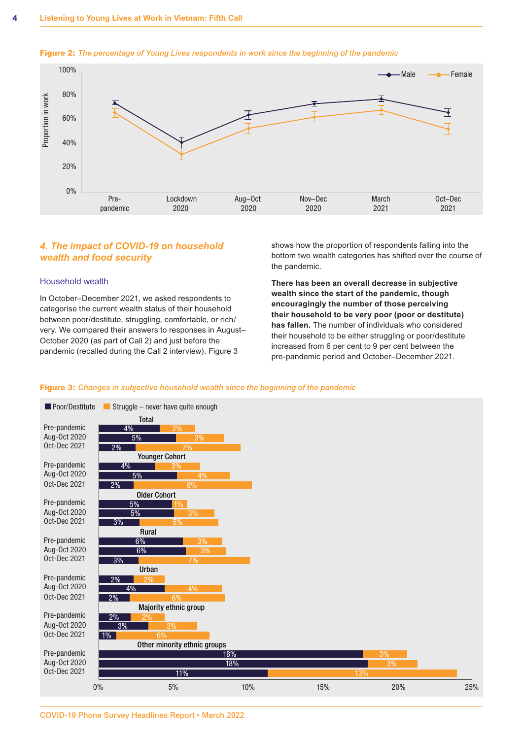**Figure 2:** *The percentage of Young Lives respondents in work since the beginning of the pandemic*

## 4. The impact of COVID-19 on household wealth and food security

### Household wealth

In October–December 2021, we asked respondents to categorise the current wealth status of their household between poor/destitute, struggling, comfortable, or rich/very. We compared their answers to responses in August–October 2020 (as part of Call 2) and just before the pandemic (recalled during the Call 2 interview). Figure 3 shows how the proportion of respondents falling into the bottom two wealth categories has shifted over the course of the pandemic.

**There has been an overall decrease in subjective wealth since the start of the pandemic, though encouragingly the number of those perceiving their household to be very poor (poor or destitute) has fallen.** The number of individuals who considered their household to be either struggling or poor/destitute increased from 6 per cent to 9 per cent between the pre-pandemic period and October–December 2021.

**Figure 3:** *Changes in subjective household wealth since the beginning of the pandemic*

| Group | Period | Poor/Destitute | Struggle – never have quite enough |
|---|---|---|---|
| Total | Pre-pandemic | 4% | 2% |
| | Aug-Oct 2020 | 5% | 3% |
| | Oct-Dec 2021 | 2% | 7% |
| Younger Cohort | Pre-pandemic | 4% | 3% |
| | Aug-Oct 2020 | 5% | 4% |
| | Oct-Dec 2021 | 2% | 8% |
| Older Cohort | Pre-pandemic | 5% | 1% |
| | Aug-Oct 2020 | 5% | 3% |
| | Oct-Dec 2021 | 3% | 5% |
| Rural | Pre-pandemic | 6% | 3% |
| | Aug-Oct 2020 | 6% | 3% |
| | Oct-Dec 2021 | 3% | 7% |
| Urban | Pre-pandemic | 2% | 2% |
| | Aug-Oct 2020 | 4% | 4% |
| | Oct-Dec 2021 | 2% | 6% |
| Majority ethnic group | Pre-pandemic | 2% | 2% |
| | Aug-Oct 2020 | 3% | 3% |
| | Oct-Dec 2021 | 1% | 6% |
| Other minority ethnic groups | Pre-pandemic | 18% | 3% |
| | Aug-Oct 2020 | 18% | 3% |
| | Oct-Dec 2021 | 11% | 13% |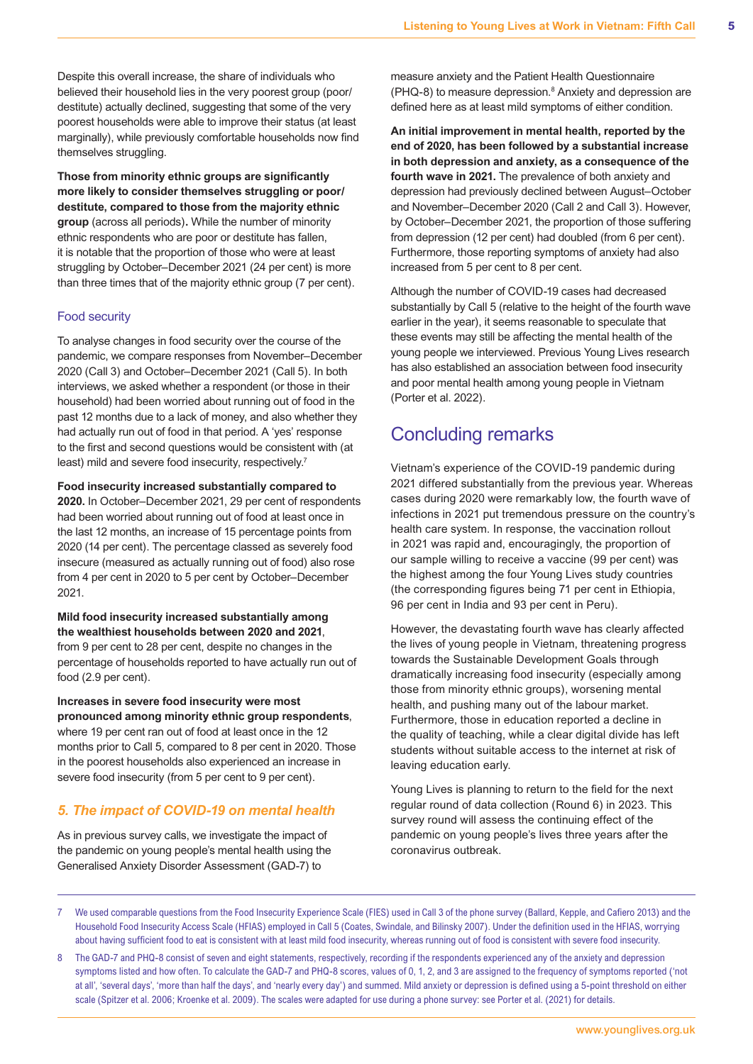Despite this overall increase, the share of individuals who believed their household lies in the very poorest group (poor/destitute) actually declined, suggesting that some of the very poorest households were able to improve their status (at least marginally), while previously comfortable households now find themselves struggling.

**Those from minority ethnic groups are significantly more likely to consider themselves struggling or poor/destitute, compared to those from the majority ethnic group** (across all periods)**.** While the number of minority ethnic respondents who are poor or destitute has fallen, it is notable that the proportion of those who were at least struggling by October–December 2021 (24 per cent) is more than three times that of the majority ethnic group (7 per cent).

### Food security

To analyse changes in food security over the course of the pandemic, we compare responses from November–December 2020 (Call 3) and October–December 2021 (Call 5). In both interviews, we asked whether a respondent (or those in their household) had been worried about running out of food in the past 12 months due to a lack of money, and also whether they had actually run out of food in that period. A 'yes' response to the first and second questions would be consistent with (at least) mild and severe food insecurity, respectively.[7]

**Food insecurity increased substantially compared to 2020.** In October–December 2021, 29 per cent of respondents had been worried about running out of food at least once in the last 12 months, an increase of 15 percentage points from 2020 (14 per cent). The percentage classed as severely food insecure (measured as actually running out of food) also rose from 4 per cent in 2020 to 5 per cent by October–December 2021.

**Mild food insecurity increased substantially among the wealthiest households between 2020 and 2021**, from 9 per cent to 28 per cent, despite no changes in the percentage of households reported to have actually run out of food (2.9 per cent).

**Increases in severe food insecurity were most pronounced among minority ethnic group respondents**, where 19 per cent ran out of food at least once in the 12 months prior to Call 5, compared to 8 per cent in 2020. Those in the poorest households also experienced an increase in severe food insecurity (from 5 per cent to 9 per cent).

## *5. The impact of COVID-19 on mental health*

As in previous survey calls, we investigate the impact of the pandemic on young people's mental health using the Generalised Anxiety Disorder Assessment (GAD-7) to measure anxiety and the Patient Health Questionnaire (PHQ-8) to measure depression.[8] Anxiety and depression are defined here as at least mild symptoms of either condition.

**An initial improvement in mental health, reported by the end of 2020, has been followed by a substantial increase in both depression and anxiety, as a consequence of the fourth wave in 2021.** The prevalence of both anxiety and depression had previously declined between August–October and November–December 2020 (Call 2 and Call 3). However, by October–December 2021, the proportion of those suffering from depression (12 per cent) had doubled (from 6 per cent). Furthermore, those reporting symptoms of anxiety had also increased from 5 per cent to 8 per cent.

Although the number of COVID-19 cases had decreased substantially by Call 5 (relative to the height of the fourth wave earlier in the year), it seems reasonable to speculate that these events may still be affecting the mental health of the young people we interviewed. Previous Young Lives research has also established an association between food insecurity and poor mental health among young people in Vietnam (Porter et al. 2022).

## Concluding remarks

Vietnam's experience of the COVID-19 pandemic during 2021 differed substantially from the previous year. Whereas cases during 2020 were remarkably low, the fourth wave of infections in 2021 put tremendous pressure on the country's health care system. In response, the vaccination rollout in 2021 was rapid and, encouragingly, the proportion of our sample willing to receive a vaccine (99 per cent) was the highest among the four Young Lives study countries (the corresponding figures being 71 per cent in Ethiopia, 96 per cent in India and 93 per cent in Peru).

However, the devastating fourth wave has clearly affected the lives of young people in Vietnam, threatening progress towards the Sustainable Development Goals through dramatically increasing food insecurity (especially among those from minority ethnic groups), worsening mental health, and pushing many out of the labour market. Furthermore, those in education reported a decline in the quality of teaching, while a clear digital divide has left students without suitable access to the internet at risk of leaving education early.

Young Lives is planning to return to the field for the next regular round of data collection (Round 6) in 2023. This survey round will assess the continuing effect of the pandemic on young people's lives three years after the coronavirus outbreak.

---

7 We used comparable questions from the Food Insecurity Experience Scale (FIES) used in Call 3 of the phone survey (Ballard, Kepple, and Cafiero 2013) and the Household Food Insecurity Access Scale (HFIAS) employed in Call 5 (Coates, Swindale, and Bilinsky 2007). Under the definition used in the HFIAS, worrying about having sufficient food to eat is consistent with at least mild food insecurity, whereas running out of food is consistent with severe food insecurity.

8 The GAD-7 and PHQ-8 consist of seven and eight statements, respectively, recording if the respondents experienced any of the anxiety and depression symptoms listed and how often. To calculate the GAD-7 and PHQ-8 scores, values of 0, 1, 2, and 3 are assigned to the frequency of symptoms reported ('not at all', 'several days', 'more than half the days', and 'nearly every day') and summed. Mild anxiety or depression is defined using a 5-point threshold on either scale (Spitzer et al. 2006; Kroenke et al. 2009). The scales were adapted for use during a phone survey: see Porter et al. (2021) for details.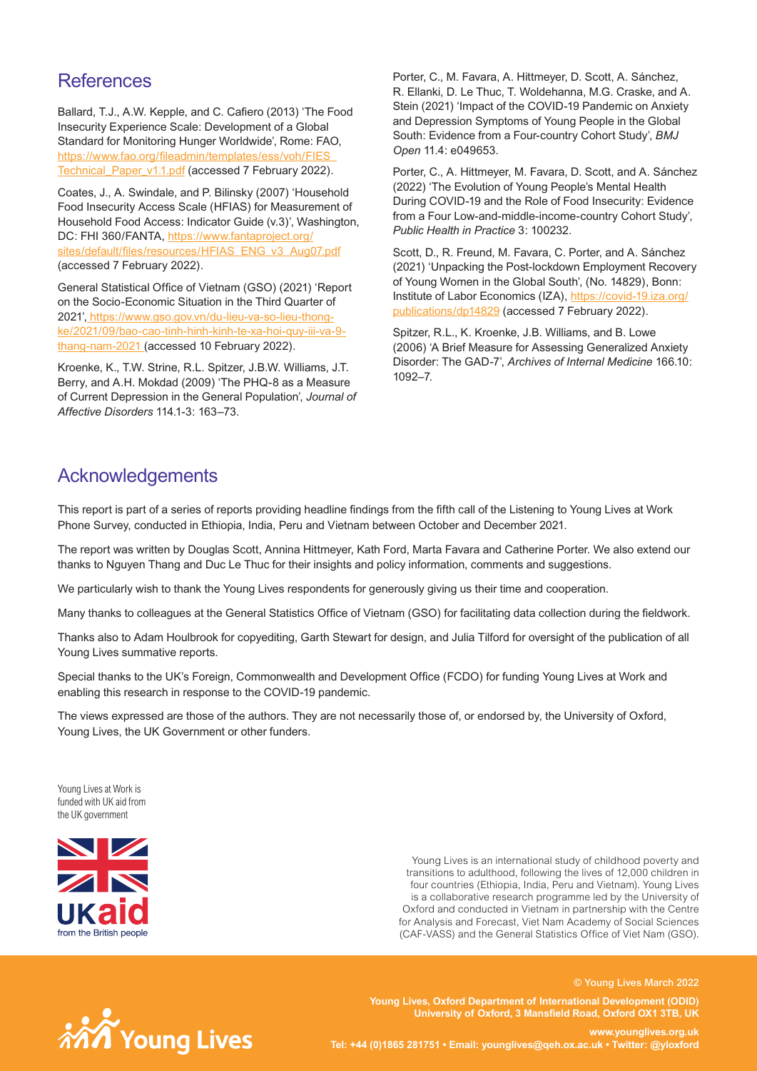## References

Ballard, T.J., A.W. Kepple, and C. Cafiero (2013) 'The Food Insecurity Experience Scale: Development of a Global Standard for Monitoring Hunger Worldwide', Rome: FAO, https://www.fao.org/fileadmin/templates/ess/voh/FIES_Technical_Paper_v1.1.pdf (accessed 7 February 2022).

Coates, J., A. Swindale, and P. Bilinsky (2007) 'Household Food Insecurity Access Scale (HFIAS) for Measurement of Household Food Access: Indicator Guide (v.3)', Washington, DC: FHI 360/FANTA, https://www.fantaproject.org/sites/default/files/resources/HFIAS_ENG_v3_Aug07.pdf (accessed 7 February 2022).

General Statistical Office of Vietnam (GSO) (2021) 'Report on the Socio-Economic Situation in the Third Quarter of 2021', https://www.gso.gov.vn/du-lieu-va-so-lieu-thong-ke/2021/09/bao-cao-tinh-hinh-kinh-te-xa-hoi-quy-iii-va-9-thang-nam-2021 (accessed 10 February 2022).

Kroenke, K., T.W. Strine, R.L. Spitzer, J.B.W. Williams, J.T. Berry, and A.H. Mokdad (2009) 'The PHQ-8 as a Measure of Current Depression in the General Population', *Journal of Affective Disorders* 114.1-3: 163–73.

Porter, C., M. Favara, A. Hittmeyer, D. Scott, A. Sánchez, R. Ellanki, D. Le Thuc, T. Woldehanna, M.G. Craske, and A. Stein (2021) 'Impact of the COVID-19 Pandemic on Anxiety and Depression Symptoms of Young People in the Global South: Evidence from a Four-country Cohort Study', *BMJ Open* 11.4: e049653.

Porter, C., A. Hittmeyer, M. Favara, D. Scott, and A. Sánchez (2022) 'The Evolution of Young People's Mental Health During COVID-19 and the Role of Food Insecurity: Evidence from a Four Low-and-middle-income-country Cohort Study', *Public Health in Practice* 3: 100232.

Scott, D., R. Freund, M. Favara, C. Porter, and A. Sánchez (2021) 'Unpacking the Post-lockdown Employment Recovery of Young Women in the Global South', (No. 14829), Bonn: Institute of Labor Economics (IZA), https://covid-19.iza.org/publications/dp14829 (accessed 7 February 2022).

Spitzer, R.L., K. Kroenke, J.B. Williams, and B. Lowe (2006) 'A Brief Measure for Assessing Generalized Anxiety Disorder: The GAD-7', *Archives of Internal Medicine* 166.10: 1092–7.

## Acknowledgements

This report is part of a series of reports providing headline findings from the fifth call of the Listening to Young Lives at Work Phone Survey, conducted in Ethiopia, India, Peru and Vietnam between October and December 2021.

The report was written by Douglas Scott, Annina Hittmeyer, Kath Ford, Marta Favara and Catherine Porter. We also extend our thanks to Nguyen Thang and Duc Le Thuc for their insights and policy information, comments and suggestions.

We particularly wish to thank the Young Lives respondents for generously giving us their time and cooperation.

Many thanks to colleagues at the General Statistics Office of Vietnam (GSO) for facilitating data collection during the fieldwork.

Thanks also to Adam Houlbrook for copyediting, Garth Stewart for design, and Julia Tilford for oversight of the publication of all Young Lives summative reports.

Special thanks to the UK's Foreign, Commonwealth and Development Office (FCDO) for funding Young Lives at Work and enabling this research in response to the COVID-19 pandemic.

The views expressed are those of the authors. They are not necessarily those of, or endorsed by, the University of Oxford, Young Lives, the UK Government or other funders.

Young Lives at Work is funded with UK aid from the UK government

UKaid from the British people

Young Lives is an international study of childhood poverty and transitions to adulthood, following the lives of 12,000 children in four countries (Ethiopia, India, Peru and Vietnam). Young Lives is a collaborative research programme led by the University of Oxford and conducted in Vietnam in partnership with the Centre for Analysis and Forecast, Viet Nam Academy of Social Sciences (CAF-VASS) and the General Statistics Office of Viet Nam (GSO).

Young Lives

**© Young Lives March 2022**

**Young Lives, Oxford Department of International Development (ODID)**
**University of Oxford, 3 Mansfield Road, Oxford OX1 3TB, UK**

**www.younglives.org.uk**
**Tel: +44 (0)1865 281751 • Email: younglives@qeh.ox.ac.uk • Twitter: @yloxford**